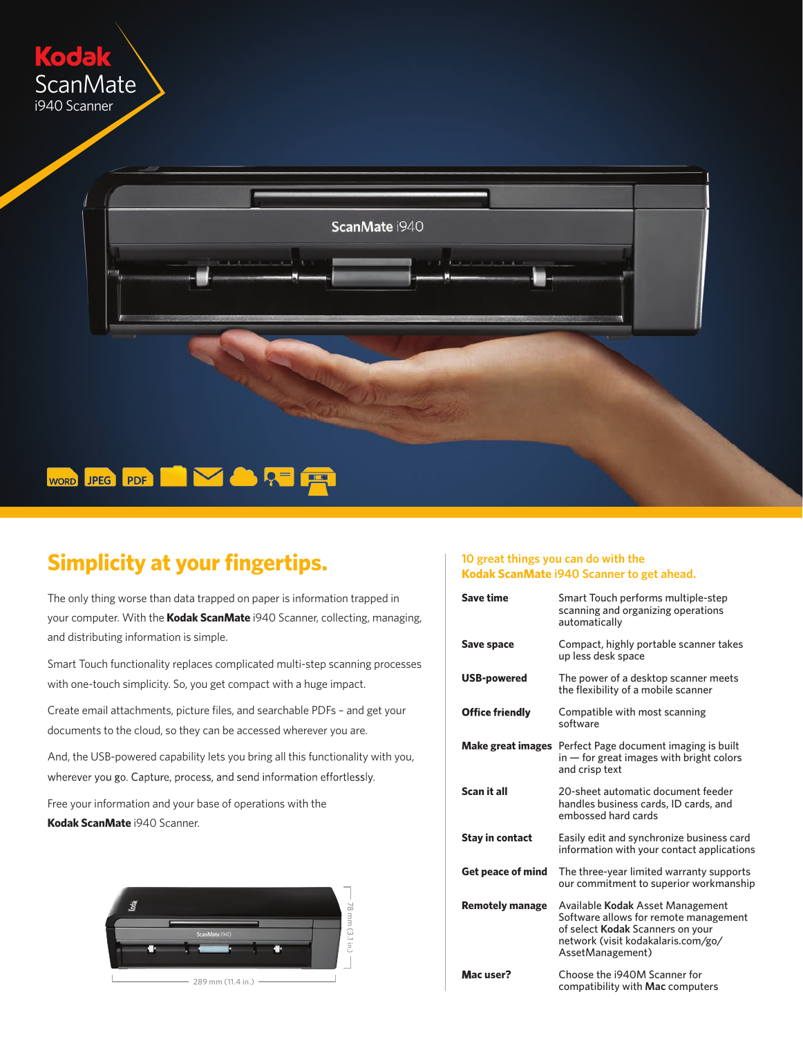# Kodak ScanMate i940 Scanner

WORD JPEG PDF

## Simplicity at your fingertips.

The only thing worse than data trapped on paper is information trapped in your computer. With the **Kodak ScanMate** i940 Scanner, collecting, managing, and distributing information is simple.

Smart Touch functionality replaces complicated multi-step scanning processes with one-touch simplicity. So, you get compact with a huge impact.

Create email attachments, picture files, and searchable PDFs – and get your documents to the cloud, so they can be accessed wherever you are.

And, the USB-powered capability lets you bring all this functionality with you, wherever you go. Capture, process, and send information effortlessly.

Free your information and your base of operations with the **Kodak ScanMate** i940 Scanner.

78 mm (3.1 in.)

289 mm (11.4 in.)

### 10 great things you can do with the Kodak ScanMate i940 Scanner to get ahead.

| | |
|---|---|
| **Save time** | Smart Touch performs multiple-step scanning and organizing operations automatically |
| **Save space** | Compact, highly portable scanner takes up less desk space |
| **USB-powered** | The power of a desktop scanner meets the flexibility of a mobile scanner |
| **Office friendly** | Compatible with most scanning software |
| **Make great images** | Perfect Page document imaging is built in — for great images with bright colors and crisp text |
| **Scan it all** | 20-sheet automatic document feeder handles business cards, ID cards, and embossed hard cards |
| **Stay in contact** | Easily edit and synchronize business card information with your contact applications |
| **Get peace of mind** | The three-year limited warranty supports our commitment to superior workmanship |
| **Remotely manage** | Available **Kodak** Asset Management Software allows for remote management of select **Kodak** Scanners on your network (visit kodakalaris.com/go/AssetManagement) |
| **Mac user?** | Choose the i940M Scanner for compatibility with **Mac** computers |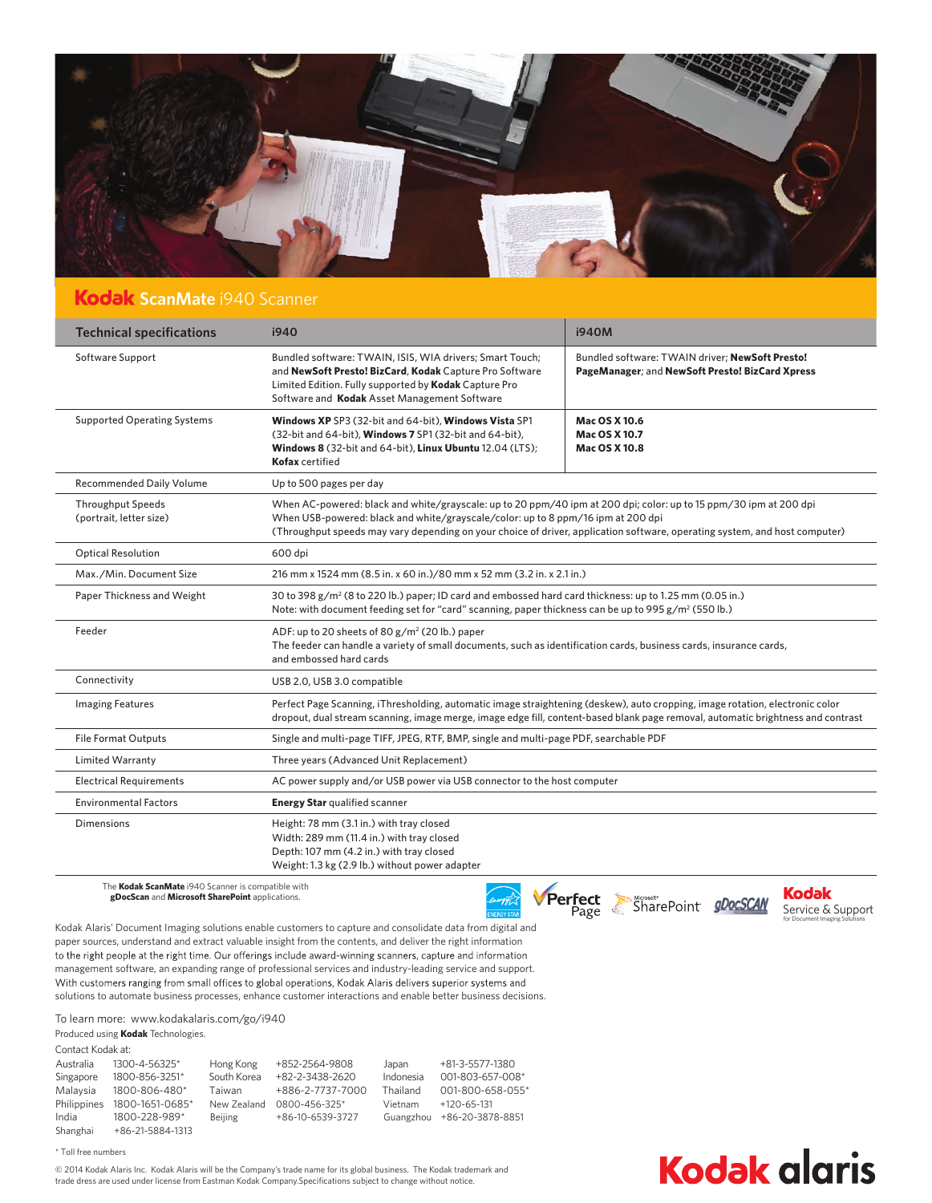# Kodak ScanMate i940 Scanner

| Technical specifications | i940 | i940M |
|---|---|---|
| Software Support | Bundled software: TWAIN, ISIS, WIA drivers; Smart Touch; and **NewSoft Presto! BizCard**, **Kodak** Capture Pro Software Limited Edition. Fully supported by **Kodak** Capture Pro Software and **Kodak** Asset Management Software | Bundled software: TWAIN driver; **NewSoft Presto! PageManager**; and **NewSoft Presto! BizCard Xpress** |
| Supported Operating Systems | **Windows XP** SP3 (32-bit and 64-bit), **Windows Vista** SP1 (32-bit and 64-bit), **Windows 7** SP1 (32-bit and 64-bit), **Windows 8** (32-bit and 64-bit), **Linux Ubuntu** 12.04 (LTS); **Kofax** certified | **Mac OS X 10.6**<br>**Mac OS X 10.7**<br>**Mac OS X 10.8** |
| Recommended Daily Volume | Up to 500 pages per day | |
| Throughput Speeds (portrait, letter size) | When AC-powered: black and white/grayscale: up to 20 ppm/40 ipm at 200 dpi; color: up to 15 ppm/30 ipm at 200 dpi<br>When USB-powered: black and white/grayscale/color: up to 8 ppm/16 ipm at 200 dpi<br>(Throughput speeds may vary depending on your choice of driver, application software, operating system, and host computer) | |
| Optical Resolution | 600 dpi | |
| Max./Min. Document Size | 216 mm x 1524 mm (8.5 in. x 60 in.)/80 mm x 52 mm (3.2 in. x 2.1 in.) | |
| Paper Thickness and Weight | 30 to 398 g/m² (8 to 220 lb.) paper; ID card and embossed hard card thickness: up to 1.25 mm (0.05 in.)<br>Note: with document feeding set for "card" scanning, paper thickness can be up to 995 g/m² (550 lb.) | |
| Feeder | ADF: up to 20 sheets of 80 g/m² (20 lb.) paper<br>The feeder can handle a variety of small documents, such as identification cards, business cards, insurance cards, and embossed hard cards | |
| Connectivity | USB 2.0, USB 3.0 compatible | |
| Imaging Features | Perfect Page Scanning, iThresholding, automatic image straightening (deskew), auto cropping, image rotation, electronic color dropout, dual stream scanning, image merge, image edge fill, content-based blank page removal, automatic brightness and contrast | |
| File Format Outputs | Single and multi-page TIFF, JPEG, RTF, BMP, single and multi-page PDF, searchable PDF | |
| Limited Warranty | Three years (Advanced Unit Replacement) | |
| Electrical Requirements | AC power supply and/or USB power via USB connector to the host computer | |
| Environmental Factors | **Energy Star** qualified scanner | |
| Dimensions | Height: 78 mm (3.1 in.) with tray closed<br>Width: 289 mm (11.4 in.) with tray closed<br>Depth: 107 mm (4.2 in.) with tray closed<br>Weight: 1.3 kg (2.9 lb.) without power adapter | |

The **Kodak ScanMate** i940 Scanner is compatible with **gDocScan** and **Microsoft SharePoint** applications.

Kodak Alaris' Document Imaging solutions enable customers to capture and consolidate data from digital and paper sources, understand and extract valuable insight from the contents, and deliver the right information to the right people at the right time. Our offerings include award-winning scanners, capture and information management software, an expanding range of professional services and industry-leading service and support. With customers ranging from small offices to global operations, Kodak Alaris delivers superior systems and solutions to automate business processes, enhance customer interactions and enable better business decisions.

To learn more: www.kodakalaris.com/go/i940

Produced using **Kodak** Technologies.

Contact Kodak at:

| | | | | | |
|---|---|---|---|---|---|
| Australia | 1300-4-56325* | Hong Kong | +852-2564-9808 | Japan | +81-3-5577-1380 |
| Singapore | 1800-856-3251* | South Korea | +82-2-3438-2620 | Indonesia | 001-803-657-008* |
| Malaysia | 1800-806-480* | Taiwan | +886-2-7737-7000 | Thailand | 001-800-658-055* |
| Philippines | 1800-1651-0685* | New Zealand | 0800-456-325* | Vietnam | +120-65-131 |
| India | 1800-228-989* | Beijing | +86-10-6539-3727 | Guangzhou | +86-20-3878-8851 |
| Shanghai | +86-21-5884-1313 | | | | |

* Toll free numbers

© 2014 Kodak Alaris Inc. Kodak Alaris will be the Company's trade name for its global business. The Kodak trademark and trade dress are used under license from Eastman Kodak Company.Specifications subject to change without notice.

Kodak alaris